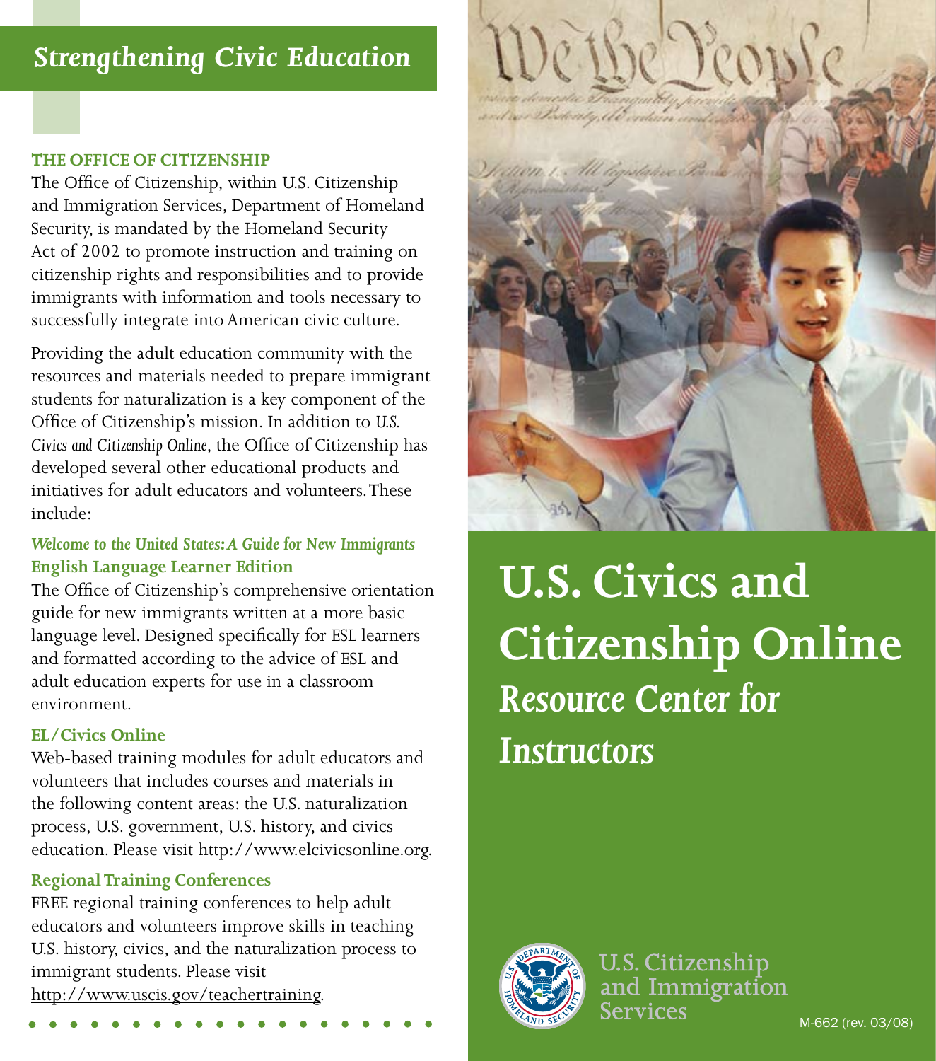## Strengthening Civic Education

### THE OFFICE OF CITIZENSHIP

The Office of Citizenship, within U.S. Citizenship and Immigration Services, Department of Homeland Security, is mandated by the Homeland Security Act of 2002 to promote instruction and training on citizenship rights and responsibilities and to provide immigrants with information and tools necessary to successfully integrate into American civic culture.

Providing the adult education community with the resources and materials needed to prepare immigrant students for naturalization is a key component of the Office of Citizenship's mission. In addition to *U.S. Civics and Citizenship Online*, the Office of Citizenship has developed several other educational products and initiatives for adult educators and volunteers. These include:

### *Welcome to the United States: A Guide for New Immigrants* English Language Learner Edition

The Office of Citizenship's comprehensive orientation guide for new immigrants written at a more basic language level. Designed specifically for ESL learners and formatted according to the advice of ESL and adult education experts for use in a classroom environment.

### EL/Civics Online

Web-based training modules for adult educators and volunteers that includes courses and materials in the following content areas: the U.S. naturalization process, U.S. government, U.S. history, and civics education. Please visit http://www.elcivicsonline.org.

### Regional Training Conferences

FREE regional training conferences to help adult educators and volunteers improve skills in teaching U.S. history, civics, and the naturalization process to immigrant students. Please visit http://www.uscis.gov/teachertraining.

# U.S. Civics and Citizenship Online

## *Resource Center for Instructors*

U.S. Citizenship and Immigration Services

M-662 (rev. 03/08)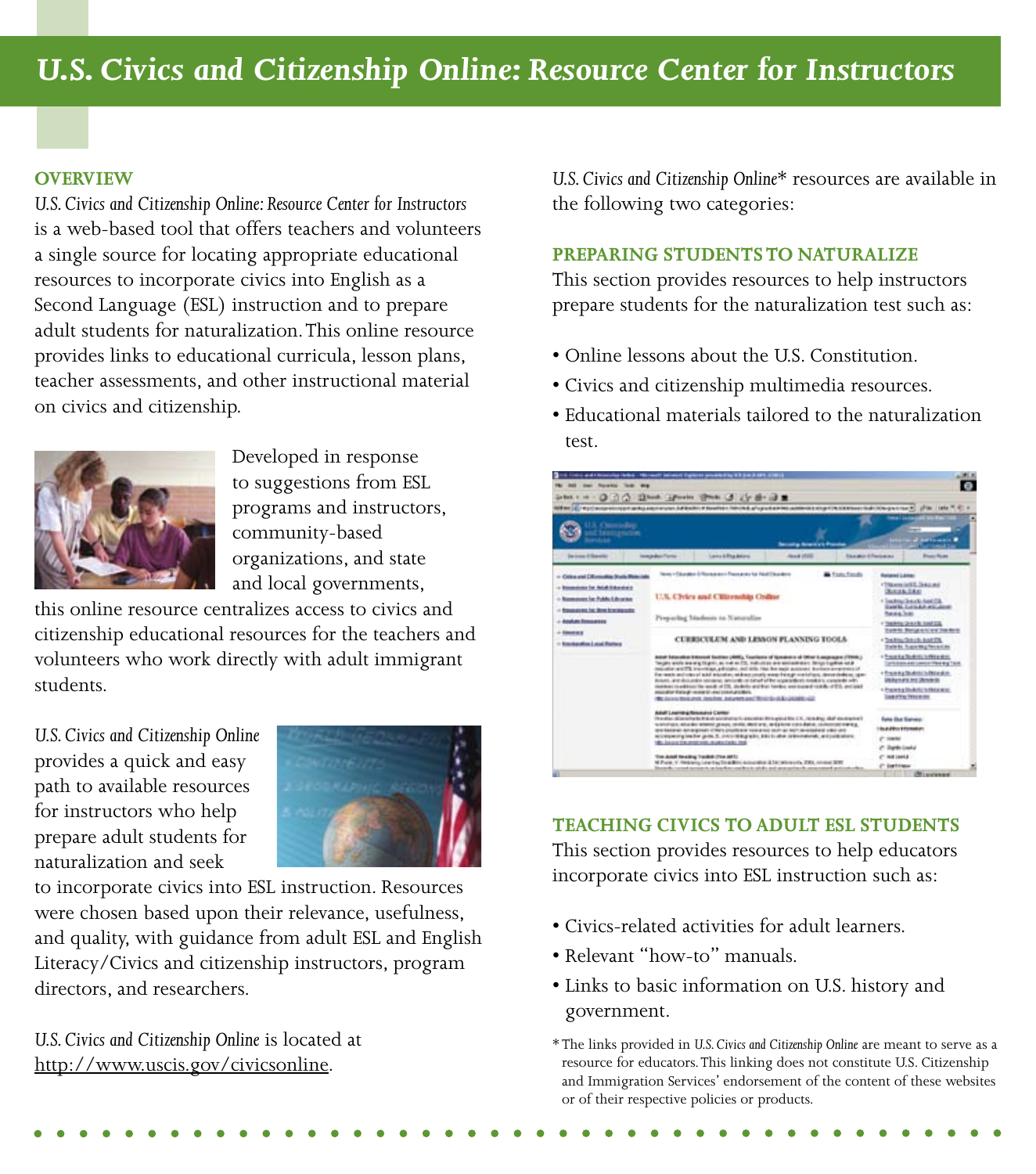# *U.S. Civics and Citizenship Online:* Resource Center for Instructors

## OVERVIEW

*U.S. Civics and Citizenship Online: Resource Center for Instructors* is a web-based tool that offers teachers and volunteers a single source for locating appropriate educational resources to incorporate civics into English as a Second Language (ESL) instruction and to prepare adult students for naturalization. This online resource provides links to educational curricula, lesson plans, teacher assessments, and other instructional material on civics and citizenship.

Developed in response to suggestions from ESL programs and instructors, community-based organizations, and state and local governments, this online resource centralizes access to civics and citizenship educational resources for the teachers and volunteers who work directly with adult immigrant students.

*U.S. Civics and Citizenship Online* provides a quick and easy path to available resources for instructors who help prepare adult students for naturalization and seek to incorporate civics into ESL instruction. Resources were chosen based upon their relevance, usefulness, and quality, with guidance from adult ESL and English Literacy/Civics and citizenship instructors, program directors, and researchers.

*U.S. Civics and Citizenship Online* is located at http://www.uscis.gov/civicsonline.

*U.S. Civics and Citizenship Online** resources are available in the following two categories:

## PREPARING STUDENTS TO NATURALIZE

This section provides resources to help instructors prepare students for the naturalization test such as:

- Online lessons about the U.S. Constitution.
- Civics and citizenship multimedia resources.
- Educational materials tailored to the naturalization test.

## TEACHING CIVICS TO ADULT ESL STUDENTS

This section provides resources to help educators incorporate civics into ESL instruction such as:

- Civics-related activities for adult learners.
- Relevant "how-to" manuals.
- Links to basic information on U.S. history and government.

\* The links provided in *U.S. Civics and Citizenship Online* are meant to serve as a resource for educators. This linking does not constitute U.S. Citizenship and Immigration Services' endorsement of the content of these websites or of their respective policies or products.